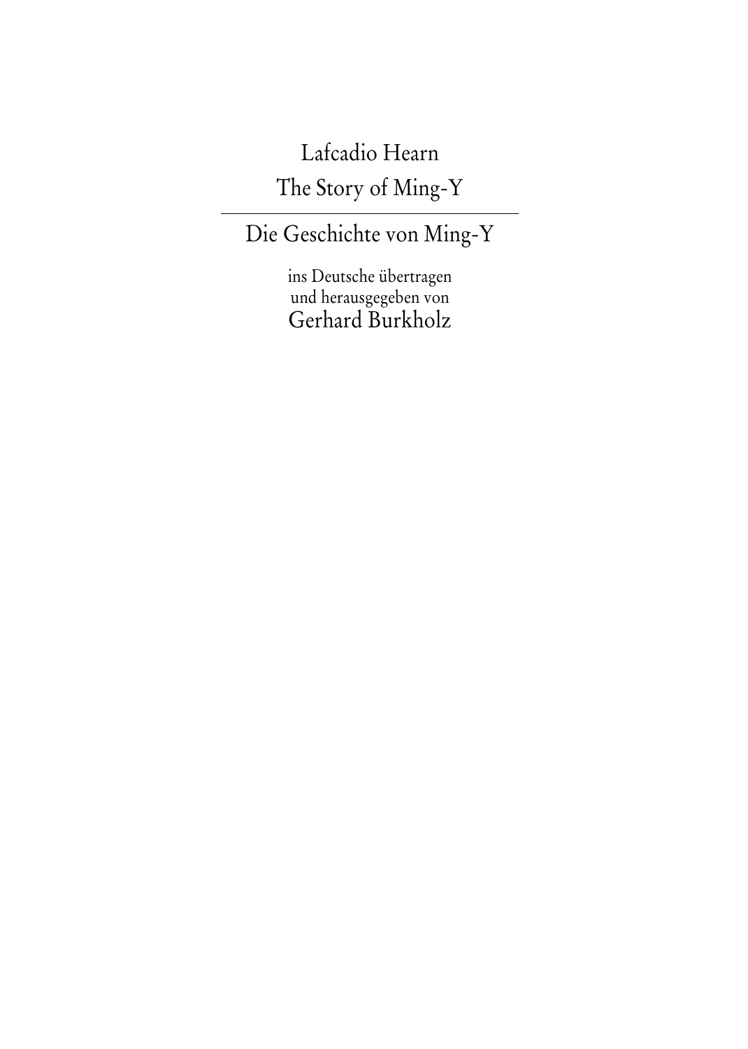Lafcadio Hearn

# The Story of Ming-Y

---

# Die Geschichte von Ming-Y

ins Deutsche übertragen
und herausgegeben von

Gerhard Burkholz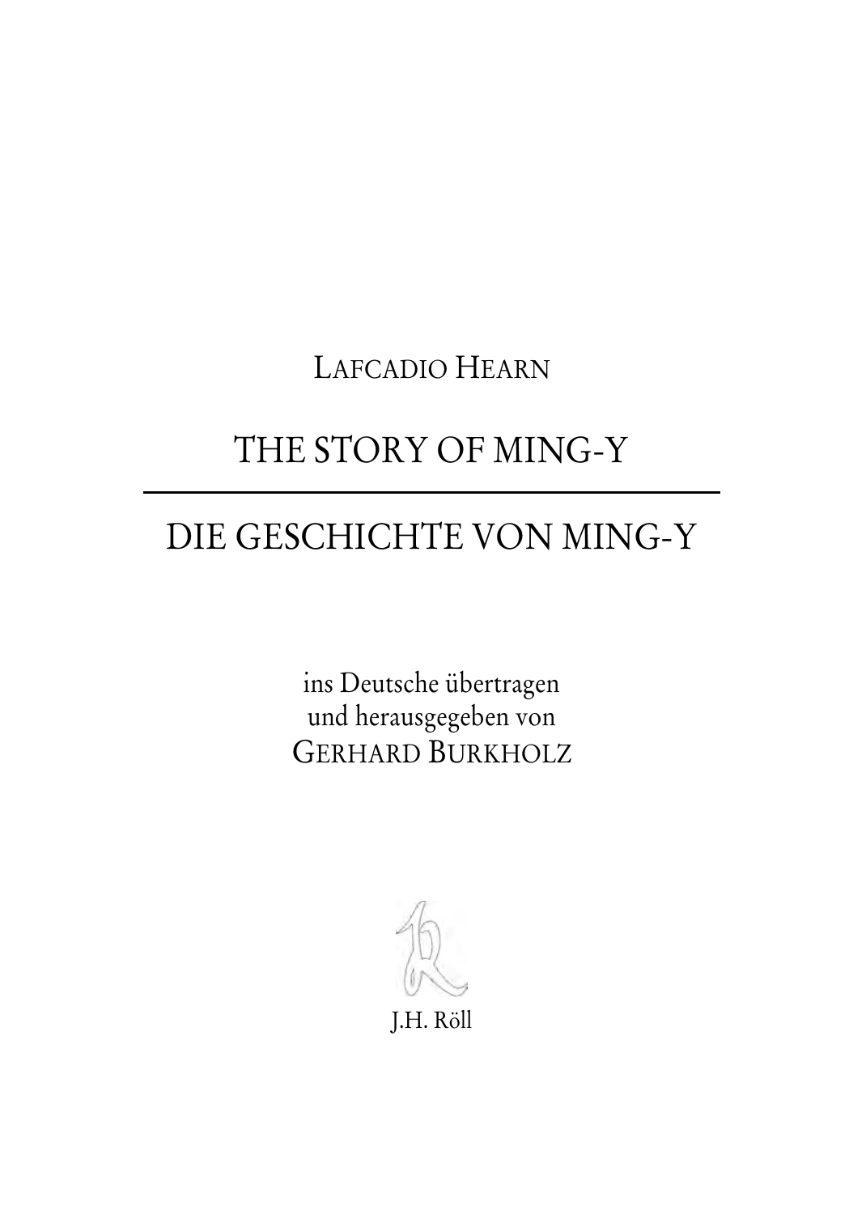Lafcadio Hearn

# The Story of Ming-Y

---

# Die Geschichte von Ming-Y

ins Deutsche übertragen
und herausgegeben von
Gerhard Burkholz

J.H. Röll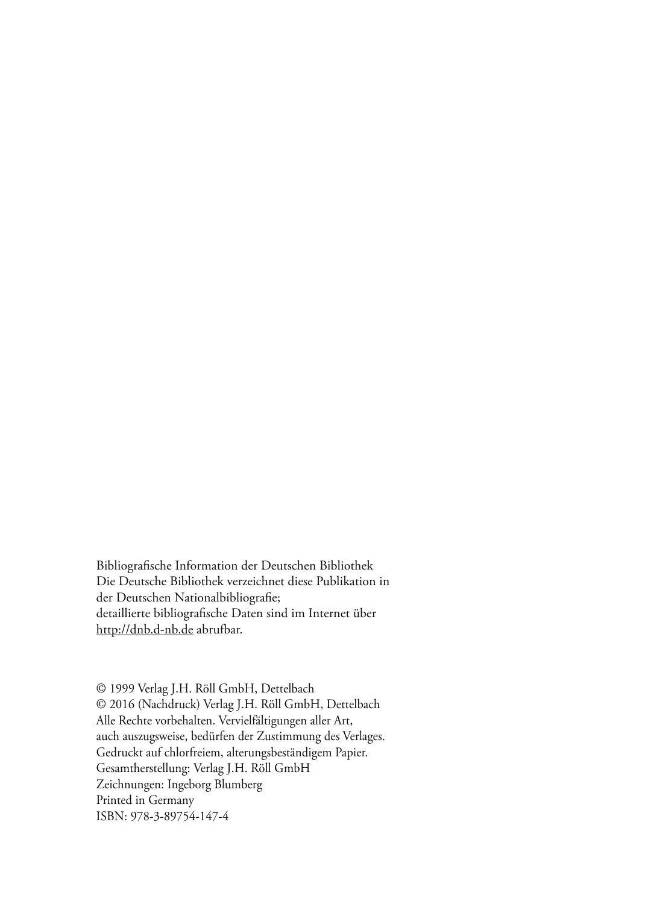Bibliografische Information der Deutschen Bibliothek
Die Deutsche Bibliothek verzeichnet diese Publikation in
der Deutschen Nationalbibliografie;
detaillierte bibliografische Daten sind im Internet über
http://dnb.d-nb.de abrufbar.

© 1999 Verlag J.H. Röll GmbH, Dettelbach
© 2016 (Nachdruck) Verlag J.H. Röll GmbH, Dettelbach
Alle Rechte vorbehalten. Vervielfältigungen aller Art,
auch auszugsweise, bedürfen der Zustimmung des Verlages.
Gedruckt auf chlorfreiem, alterungsbeständigem Papier.
Gesamtherstellung: Verlag J.H. Röll GmbH
Zeichnungen: Ingeborg Blumberg
Printed in Germany
ISBN: 978-3-89754-147-4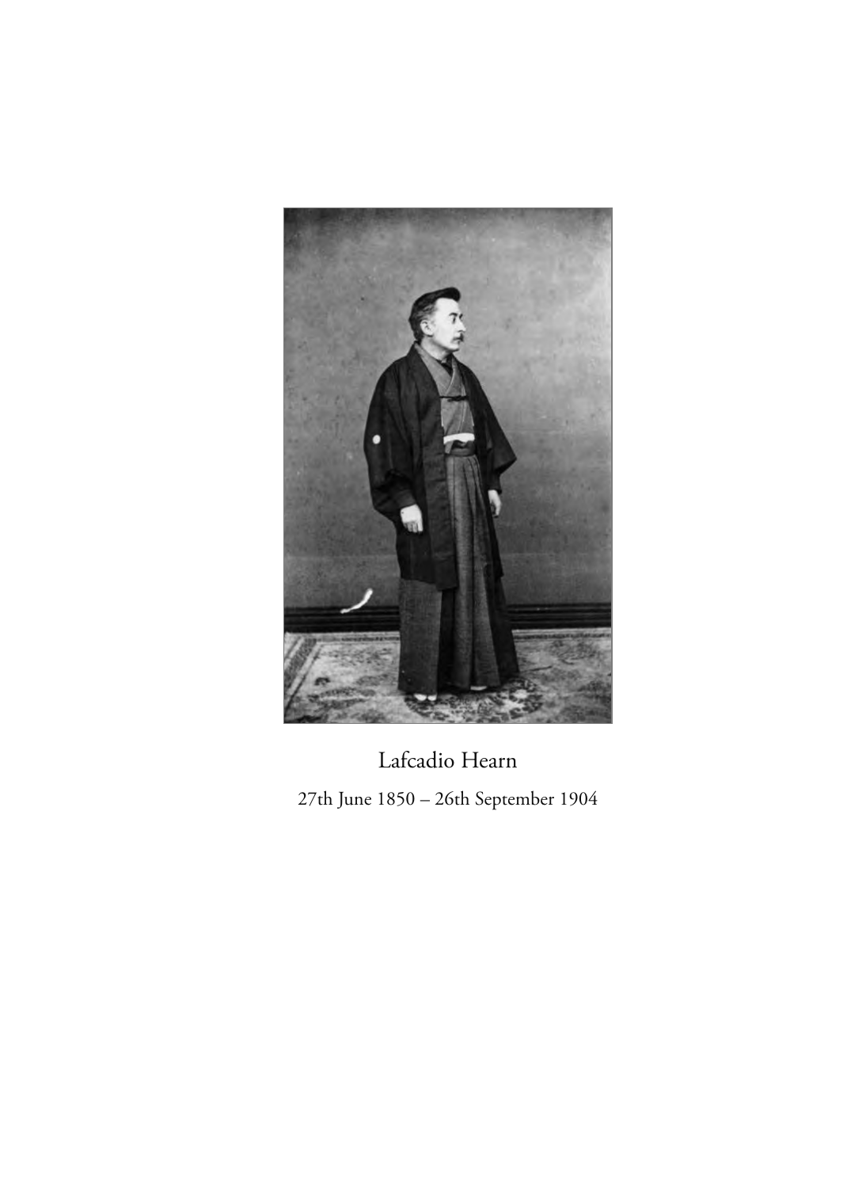Lafcadio Hearn

27th June 1850 – 26th September 1904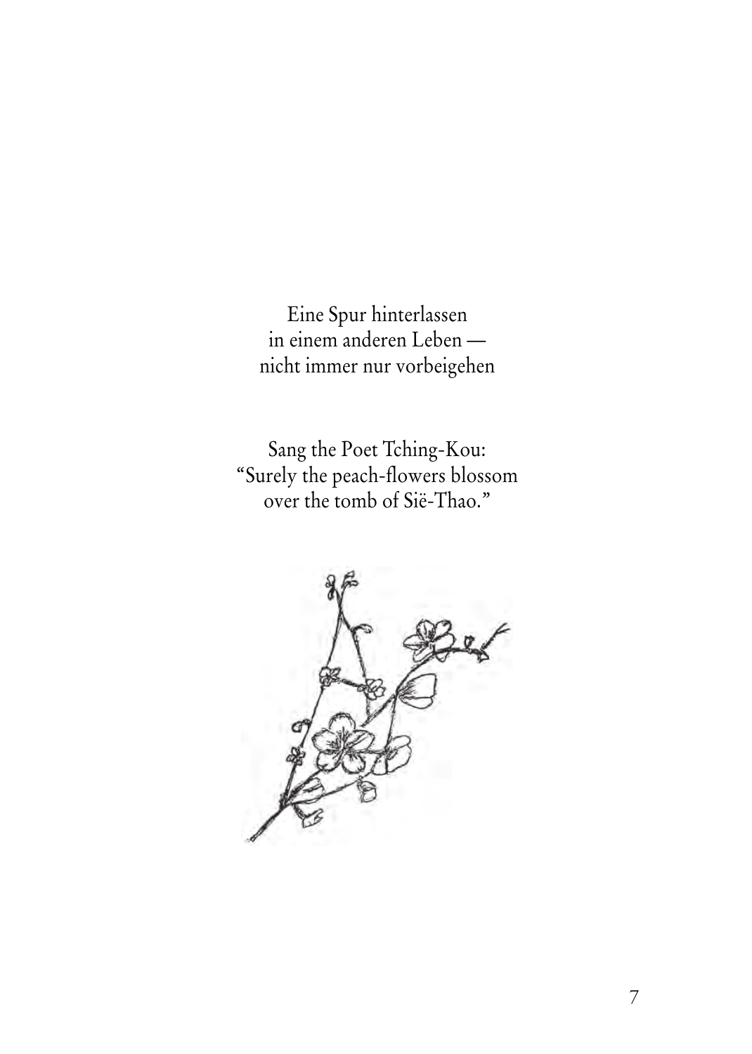Eine Spur hinterlassen  
in einem anderen Leben —  
nicht immer nur vorbeigehen

Sang the Poet Tching-Kou:  
“Surely the peach-flowers blossom  
over the tomb of Sië-Thao.”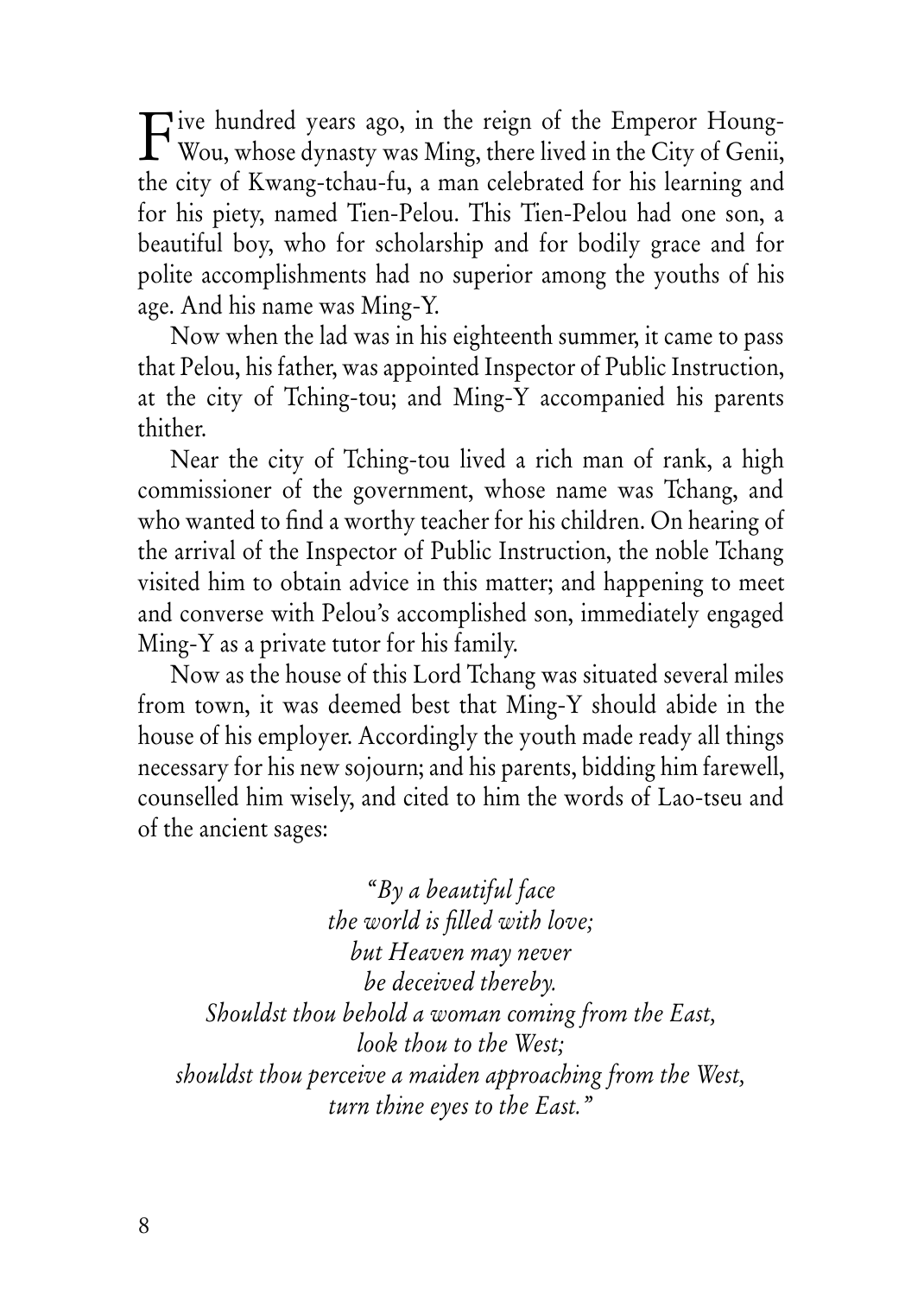Five hundred years ago, in the reign of the Emperor Houng-Wou, whose dynasty was Ming, there lived in the City of Genii, the city of Kwang-tchau-fu, a man celebrated for his learning and for his piety, named Tien-Pelou. This Tien-Pelou had one son, a beautiful boy, who for scholarship and for bodily grace and for polite accomplishments had no superior among the youths of his age. And his name was Ming-Y.

Now when the lad was in his eighteenth summer, it came to pass that Pelou, his father, was appointed Inspector of Public Instruction, at the city of Tching-tou; and Ming-Y accompanied his parents thither.

Near the city of Tching-tou lived a rich man of rank, a high commissioner of the government, whose name was Tchang, and who wanted to find a worthy teacher for his children. On hearing of the arrival of the Inspector of Public Instruction, the noble Tchang visited him to obtain advice in this matter; and happening to meet and converse with Pelou's accomplished son, immediately engaged Ming-Y as a private tutor for his family.

Now as the house of this Lord Tchang was situated several miles from town, it was deemed best that Ming-Y should abide in the house of his employer. Accordingly the youth made ready all things necessary for his new sojourn; and his parents, bidding him farewell, counselled him wisely, and cited to him the words of Lao-tseu and of the ancient sages:

*"By a beautiful face*
*the world is filled with love;*
*but Heaven may never*
*be deceived thereby.*
*Shouldst thou behold a woman coming from the East,*
*look thou to the West;*
*shouldst thou perceive a maiden approaching from the West,*
*turn thine eyes to the East."*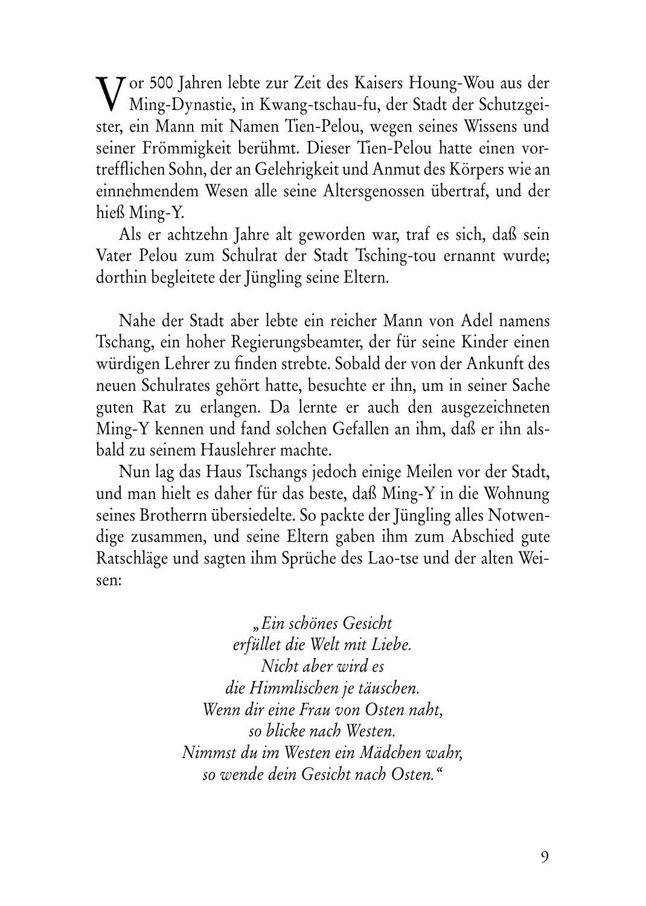Vor 500 Jahren lebte zur Zeit des Kaisers Houng-Wou aus der Ming-Dynastie, in Kwang-tschau-fu, der Stadt der Schutzgeister, ein Mann mit Namen Tien-Pelou, wegen seines Wissens und seiner Frömmigkeit berühmt. Dieser Tien-Pelou hatte einen vortrefflichen Sohn, der an Gelehrigkeit und Anmut des Körpers wie an einnehmendem Wesen alle seine Altersgenossen übertraf, und der hieß Ming-Y.

Als er achtzehn Jahre alt geworden war, traf es sich, daß sein Vater Pelou zum Schulrat der Stadt Tsching-tou ernannt wurde; dorthin begleitete der Jüngling seine Eltern.

Nahe der Stadt aber lebte ein reicher Mann von Adel namens Tschang, ein hoher Regierungsbeamter, der für seine Kinder einen würdigen Lehrer zu finden strebte. Sobald der von der Ankunft des neuen Schulrates gehört hatte, besuchte er ihn, um in seiner Sache guten Rat zu erlangen. Da lernte er auch den ausgezeichneten Ming-Y kennen und fand solchen Gefallen an ihm, daß er ihn alsbald zu seinem Hauslehrer machte.

Nun lag das Haus Tschangs jedoch einige Meilen vor der Stadt, und man hielt es daher für das beste, daß Ming-Y in die Wohnung seines Brotherrn übersiedelte. So packte der Jüngling alles Notwendige zusammen, und seine Eltern gaben ihm zum Abschied gute Ratschläge und sagten ihm Sprüche des Lao-tse und der alten Weisen:

*„Ein schönes Gesicht*
*erfüllet die Welt mit Liebe.*
*Nicht aber wird es*
*die Himmlischen je täuschen.*
*Wenn dir eine Frau von Osten naht,*
*so blicke nach Westen.*
*Nimmst du im Westen ein Mädchen wahr,*
*so wende dein Gesicht nach Osten.“*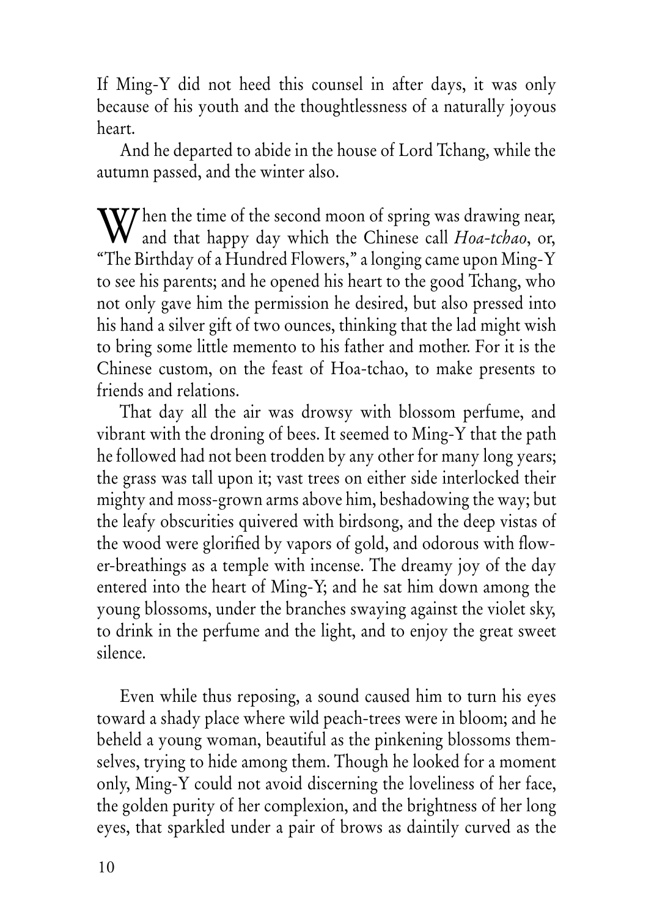If Ming-Y did not heed this counsel in after days, it was only because of his youth and the thoughtlessness of a naturally joyous heart.

And he departed to abide in the house of Lord Tchang, while the autumn passed, and the winter also.

When the time of the second moon of spring was drawing near, and that happy day which the Chinese call *Hoa-tchao*, or, "The Birthday of a Hundred Flowers," a longing came upon Ming-Y to see his parents; and he opened his heart to the good Tchang, who not only gave him the permission he desired, but also pressed into his hand a silver gift of two ounces, thinking that the lad might wish to bring some little memento to his father and mother. For it is the Chinese custom, on the feast of Hoa-tchao, to make presents to friends and relations.

That day all the air was drowsy with blossom perfume, and vibrant with the droning of bees. It seemed to Ming-Y that the path he followed had not been trodden by any other for many long years; the grass was tall upon it; vast trees on either side interlocked their mighty and moss-grown arms above him, beshadowing the way; but the leafy obscurities quivered with birdsong, and the deep vistas of the wood were glorified by vapors of gold, and odorous with flower-breathings as a temple with incense. The dreamy joy of the day entered into the heart of Ming-Y; and he sat him down among the young blossoms, under the branches swaying against the violet sky, to drink in the perfume and the light, and to enjoy the great sweet silence.

Even while thus reposing, a sound caused him to turn his eyes toward a shady place where wild peach-trees were in bloom; and he beheld a young woman, beautiful as the pinkening blossoms themselves, trying to hide among them. Though he looked for a moment only, Ming-Y could not avoid discerning the loveliness of her face, the golden purity of her complexion, and the brightness of her long eyes, that sparkled under a pair of brows as daintily curved as the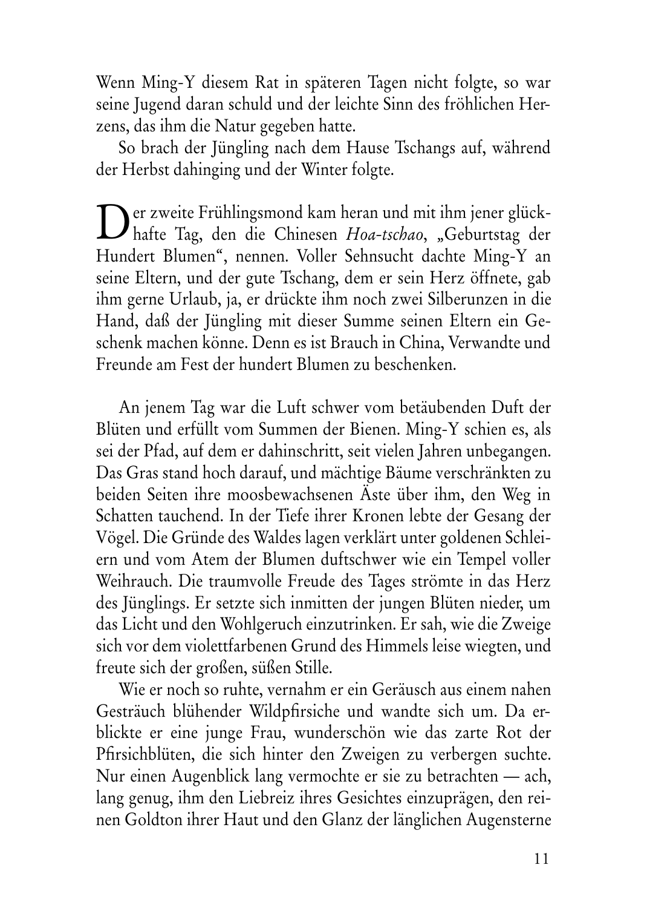Wenn Ming-Y diesem Rat in späteren Tagen nicht folgte, so war seine Jugend daran schuld und der leichte Sinn des fröhlichen Herzens, das ihm die Natur gegeben hatte.

So brach der Jüngling nach dem Hause Tschangs auf, während der Herbst dahinging und der Winter folgte.

Der zweite Frühlingsmond kam heran und mit ihm jener glückhafte Tag, den die Chinesen *Hoa-tschao*, „Geburtstag der Hundert Blumen", nennen. Voller Sehnsucht dachte Ming-Y an seine Eltern, und der gute Tschang, dem er sein Herz öffnete, gab ihm gerne Urlaub, ja, er drückte ihm noch zwei Silberunzen in die Hand, daß der Jüngling mit dieser Summe seinen Eltern ein Geschenk machen könne. Denn es ist Brauch in China, Verwandte und Freunde am Fest der hundert Blumen zu beschenken.

An jenem Tag war die Luft schwer vom betäubenden Duft der Blüten und erfüllt vom Summen der Bienen. Ming-Y schien es, als sei der Pfad, auf dem er dahinschritt, seit vielen Jahren unbegangen. Das Gras stand hoch darauf, und mächtige Bäume verschränkten zu beiden Seiten ihre moosbewachsenen Äste über ihm, den Weg in Schatten tauchend. In der Tiefe ihrer Kronen lebte der Gesang der Vögel. Die Gründe des Waldes lagen verklärt unter goldenen Schleiern und vom Atem der Blumen duftschwer wie ein Tempel voller Weihrauch. Die traumvolle Freude des Tages strömte in das Herz des Jünglings. Er setzte sich inmitten der jungen Blüten nieder, um das Licht und den Wohlgeruch einzutrinken. Er sah, wie die Zweige sich vor dem violettfarbenen Grund des Himmels leise wiegten, und freute sich der großen, süßen Stille.

Wie er noch so ruhte, vernahm er ein Geräusch aus einem nahen Gesträuch blühender Wildpfirsiche und wandte sich um. Da erblickte er eine junge Frau, wunderschön wie das zarte Rot der Pfirsichblüten, die sich hinter den Zweigen zu verbergen suchte. Nur einen Augenblick lang vermochte er sie zu betrachten — ach, lang genug, ihm den Liebreiz ihres Gesichtes einzuprägen, den reinen Goldton ihrer Haut und den Glanz der länglichen Augensterne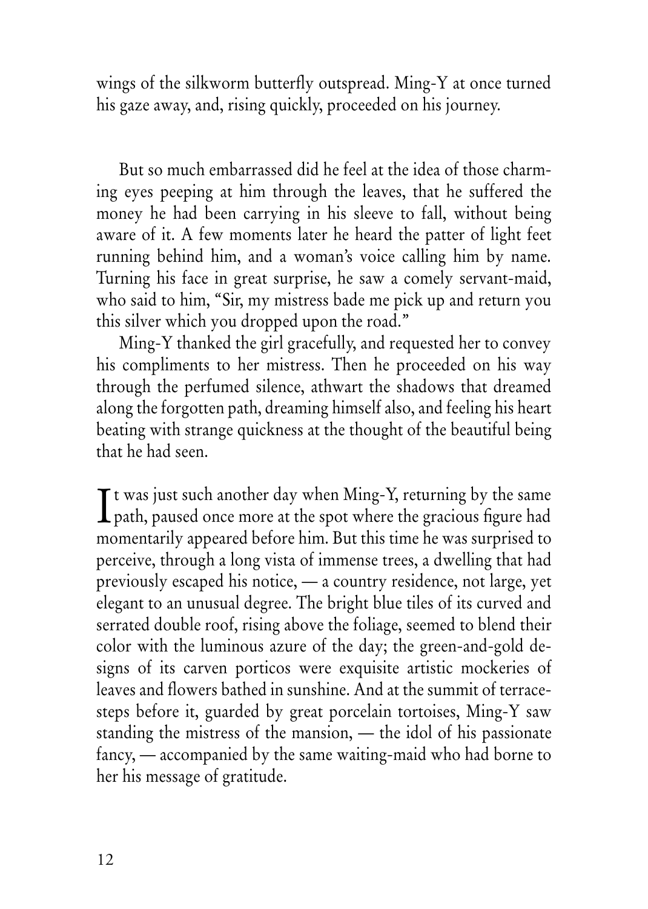wings of the silkworm butterfly outspread. Ming-Y at once turned his gaze away, and, rising quickly, proceeded on his journey.

But so much embarrassed did he feel at the idea of those charming eyes peeping at him through the leaves, that he suffered the money he had been carrying in his sleeve to fall, without being aware of it. A few moments later he heard the patter of light feet running behind him, and a woman's voice calling him by name. Turning his face in great surprise, he saw a comely servant-maid, who said to him, "Sir, my mistress bade me pick up and return you this silver which you dropped upon the road."

Ming-Y thanked the girl gracefully, and requested her to convey his compliments to her mistress. Then he proceeded on his way through the perfumed silence, athwart the shadows that dreamed along the forgotten path, dreaming himself also, and feeling his heart beating with strange quickness at the thought of the beautiful being that he had seen.

It was just such another day when Ming-Y, returning by the same path, paused once more at the spot where the gracious figure had momentarily appeared before him. But this time he was surprised to perceive, through a long vista of immense trees, a dwelling that had previously escaped his notice, — a country residence, not large, yet elegant to an unusual degree. The bright blue tiles of its curved and serrated double roof, rising above the foliage, seemed to blend their color with the luminous azure of the day; the green-and-gold designs of its carven porticos were exquisite artistic mockeries of leaves and flowers bathed in sunshine. And at the summit of terrace-steps before it, guarded by great porcelain tortoises, Ming-Y saw standing the mistress of the mansion, — the idol of his passionate fancy, — accompanied by the same waiting-maid who had borne to her his message of gratitude.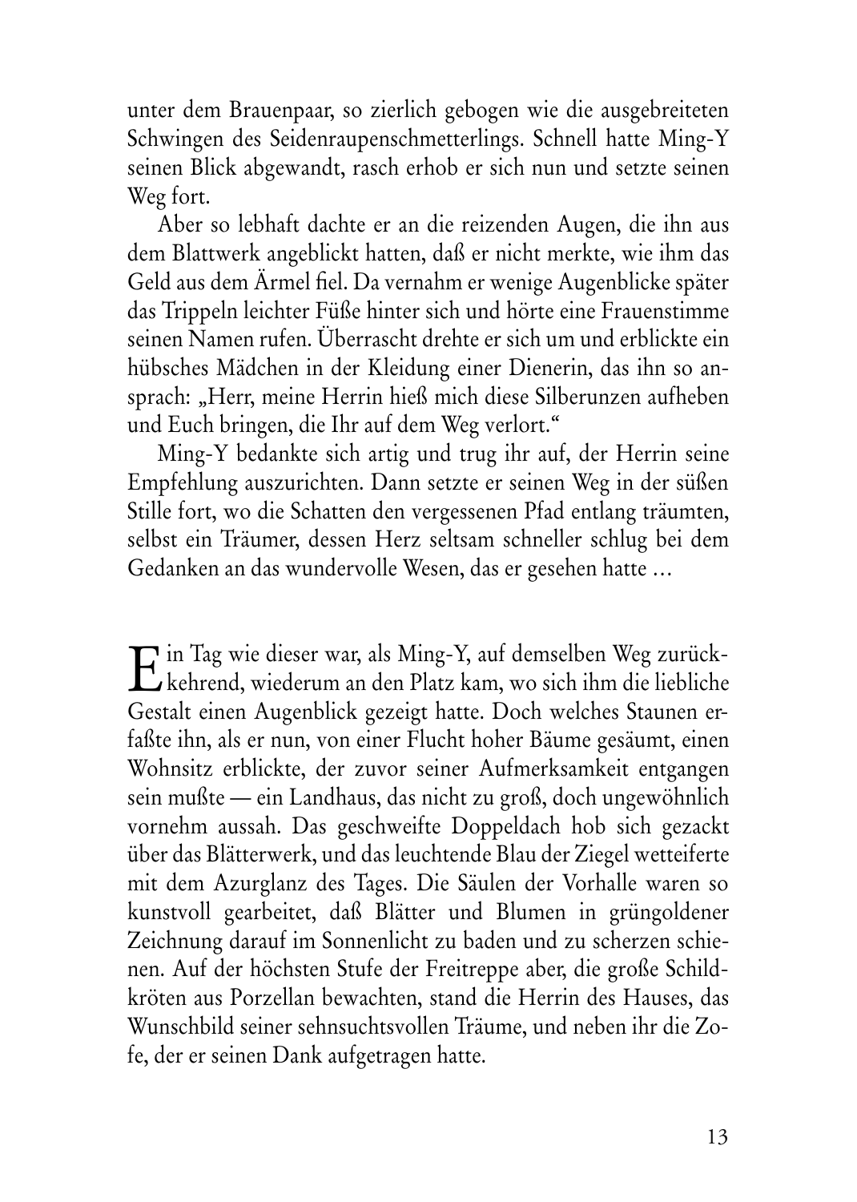unter dem Brauenpaar, so zierlich gebogen wie die ausgebreiteten Schwingen des Seidenraupenschmetterlings. Schnell hatte Ming-Y seinen Blick abgewandt, rasch erhob er sich nun und setzte seinen Weg fort.

Aber so lebhaft dachte er an die reizenden Augen, die ihn aus dem Blattwerk angeblickt hatten, daß er nicht merkte, wie ihm das Geld aus dem Ärmel fiel. Da vernahm er wenige Augenblicke später das Trippeln leichter Füße hinter sich und hörte eine Frauenstimme seinen Namen rufen. Überrascht drehte er sich um und erblickte ein hübsches Mädchen in der Kleidung einer Dienerin, das ihn so ansprach: „Herr, meine Herrin hieß mich diese Silberunzen aufheben und Euch bringen, die Ihr auf dem Weg verlort."

Ming-Y bedankte sich artig und trug ihr auf, der Herrin seine Empfehlung auszurichten. Dann setzte er seinen Weg in der süßen Stille fort, wo die Schatten den vergessenen Pfad entlang träumten, selbst ein Träumer, dessen Herz seltsam schneller schlug bei dem Gedanken an das wundervolle Wesen, das er gesehen hatte …

Ein Tag wie dieser war, als Ming-Y, auf demselben Weg zurückkehrend, wiederum an den Platz kam, wo sich ihm die liebliche Gestalt einen Augenblick gezeigt hatte. Doch welches Staunen erfaßte ihn, als er nun, von einer Flucht hoher Bäume gesäumt, einen Wohnsitz erblickte, der zuvor seiner Aufmerksamkeit entgangen sein mußte — ein Landhaus, das nicht zu groß, doch ungewöhnlich vornehm aussah. Das geschweifte Doppeldach hob sich gezackt über das Blätterwerk, und das leuchtende Blau der Ziegel wetteiferte mit dem Azurglanz des Tages. Die Säulen der Vorhalle waren so kunstvoll gearbeitet, daß Blätter und Blumen in grüngoldener Zeichnung darauf im Sonnenlicht zu baden und zu scherzen schienen. Auf der höchsten Stufe der Freitreppe aber, die große Schildkröten aus Porzellan bewachten, stand die Herrin des Hauses, das Wunschbild seiner sehnsuchtsvollen Träume, und neben ihr die Zofe, der er seinen Dank aufgetragen hatte.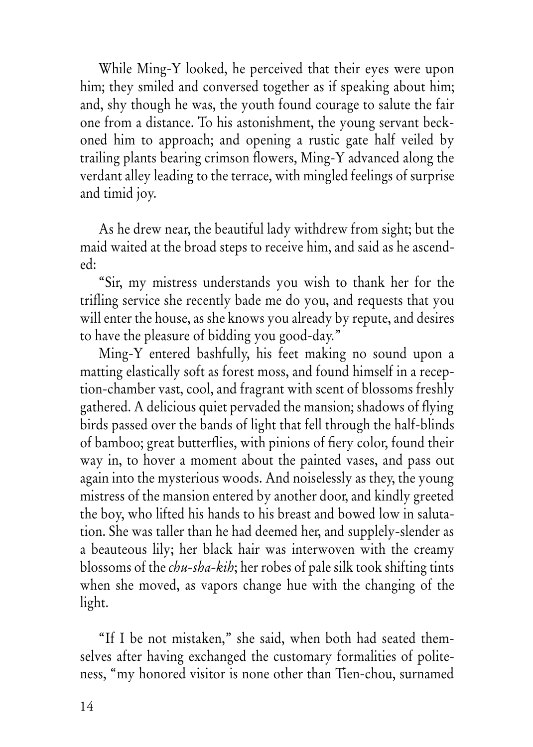While Ming-Y looked, he perceived that their eyes were upon him; they smiled and conversed together as if speaking about him; and, shy though he was, the youth found courage to salute the fair one from a distance. To his astonishment, the young servant beckoned him to approach; and opening a rustic gate half veiled by trailing plants bearing crimson flowers, Ming-Y advanced along the verdant alley leading to the terrace, with mingled feelings of surprise and timid joy.

As he drew near, the beautiful lady withdrew from sight; but the maid waited at the broad steps to receive him, and said as he ascended:

"Sir, my mistress understands you wish to thank her for the trifling service she recently bade me do you, and requests that you will enter the house, as she knows you already by repute, and desires to have the pleasure of bidding you good-day."

Ming-Y entered bashfully, his feet making no sound upon a matting elastically soft as forest moss, and found himself in a reception-chamber vast, cool, and fragrant with scent of blossoms freshly gathered. A delicious quiet pervaded the mansion; shadows of flying birds passed over the bands of light that fell through the half-blinds of bamboo; great butterflies, with pinions of fiery color, found their way in, to hover a moment about the painted vases, and pass out again into the mysterious woods. And noiselessly as they, the young mistress of the mansion entered by another door, and kindly greeted the boy, who lifted his hands to his breast and bowed low in salutation. She was taller than he had deemed her, and supplely-slender as a beauteous lily; her black hair was interwoven with the creamy blossoms of the *chu-sha-kih*; her robes of pale silk took shifting tints when she moved, as vapors change hue with the changing of the light.

"If I be not mistaken," she said, when both had seated themselves after having exchanged the customary formalities of politeness, "my honored visitor is none other than Tien-chou, surnamed